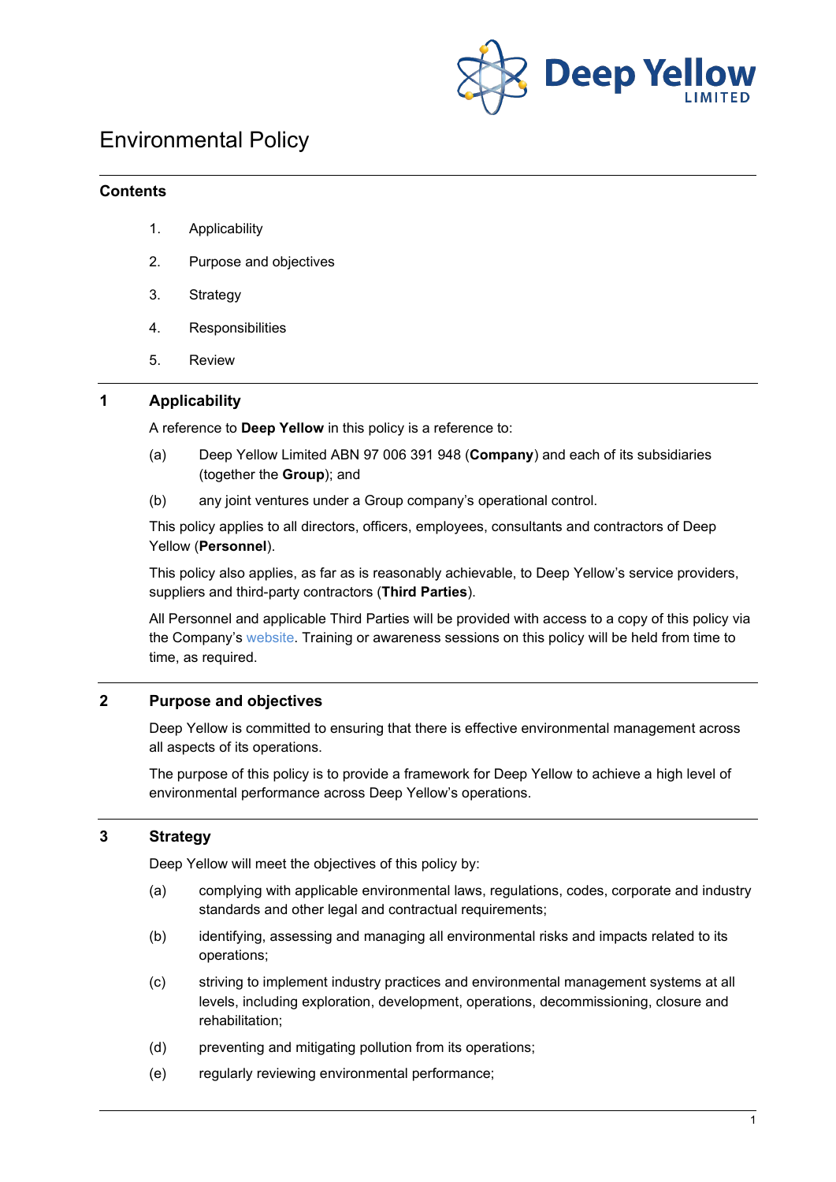# Environmental Policy

## Contents

1. Applicability
2. Purpose and objectives
3. Strategy
4. Responsibilities
5. Review

## 1 Applicability

A reference to **Deep Yellow** in this policy is a reference to:

(a) Deep Yellow Limited ABN 97 006 391 948 (**Company**) and each of its subsidiaries (together the **Group**); and

(b) any joint ventures under a Group company's operational control.

This policy applies to all directors, officers, employees, consultants and contractors of Deep Yellow (**Personnel**).

This policy also applies, as far as is reasonably achievable, to Deep Yellow's service providers, suppliers and third-party contractors (**Third Parties**).

All Personnel and applicable Third Parties will be provided with access to a copy of this policy via the Company's website. Training or awareness sessions on this policy will be held from time to time, as required.

## 2 Purpose and objectives

Deep Yellow is committed to ensuring that there is effective environmental management across all aspects of its operations.

The purpose of this policy is to provide a framework for Deep Yellow to achieve a high level of environmental performance across Deep Yellow's operations.

## 3 Strategy

Deep Yellow will meet the objectives of this policy by:

(a) complying with applicable environmental laws, regulations, codes, corporate and industry standards and other legal and contractual requirements;

(b) identifying, assessing and managing all environmental risks and impacts related to its operations;

(c) striving to implement industry practices and environmental management systems at all levels, including exploration, development, operations, decommissioning, closure and rehabilitation;

(d) preventing and mitigating pollution from its operations;

(e) regularly reviewing environmental performance;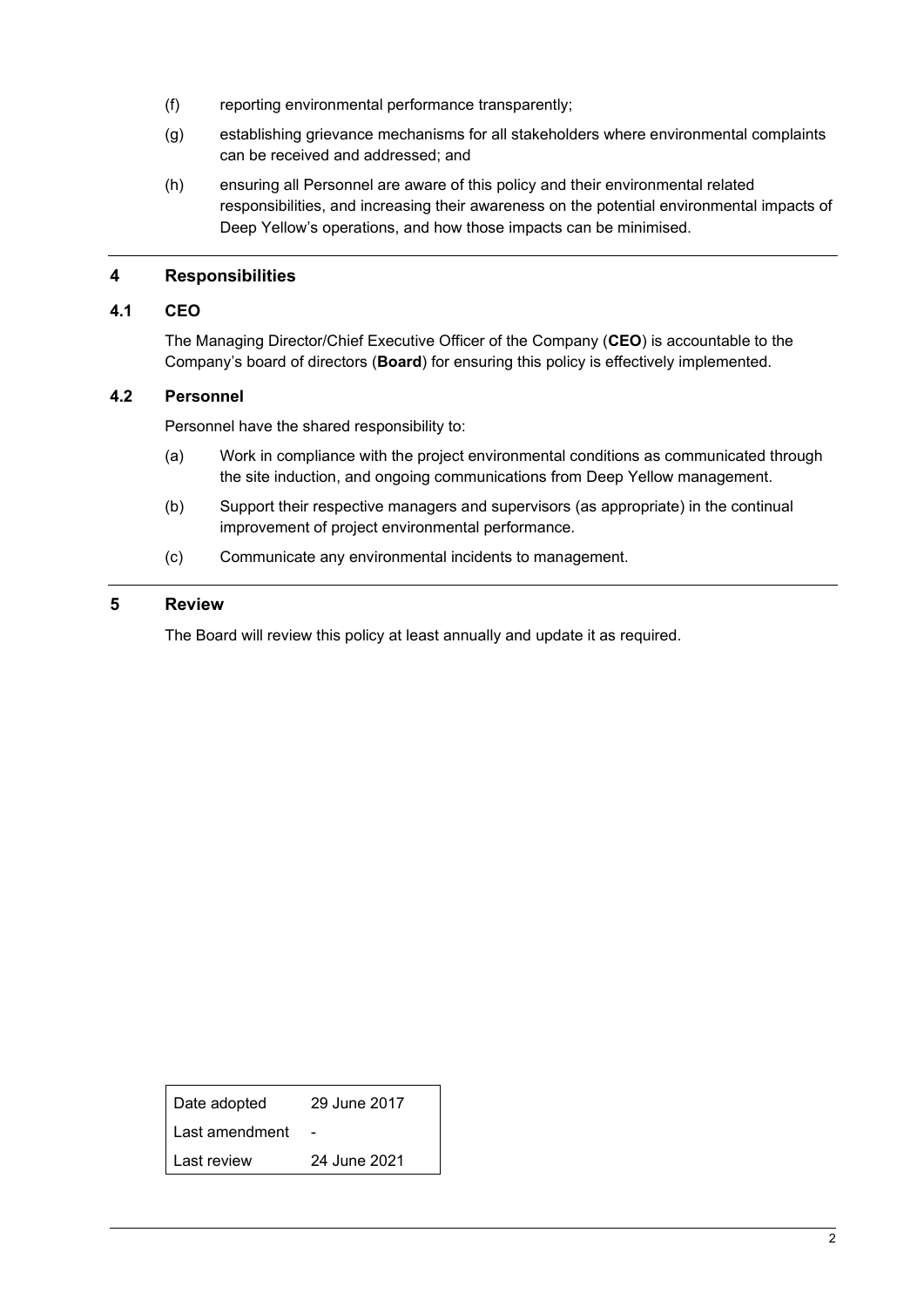(f) reporting environmental performance transparently;

(g) establishing grievance mechanisms for all stakeholders where environmental complaints can be received and addressed; and

(h) ensuring all Personnel are aware of this policy and their environmental related responsibilities, and increasing their awareness on the potential environmental impacts of Deep Yellow's operations, and how those impacts can be minimised.

## 4 Responsibilities

### 4.1 CEO

The Managing Director/Chief Executive Officer of the Company (**CEO**) is accountable to the Company's board of directors (**Board**) for ensuring this policy is effectively implemented.

### 4.2 Personnel

Personnel have the shared responsibility to:

(a) Work in compliance with the project environmental conditions as communicated through the site induction, and ongoing communications from Deep Yellow management.

(b) Support their respective managers and supervisors (as appropriate) in the continual improvement of project environmental performance.

(c) Communicate any environmental incidents to management.

## 5 Review

The Board will review this policy at least annually and update it as required.

| | |
|---|---|
| Date adopted | 29 June 2017 |
| Last amendment | - |
| Last review | 24 June 2021 |